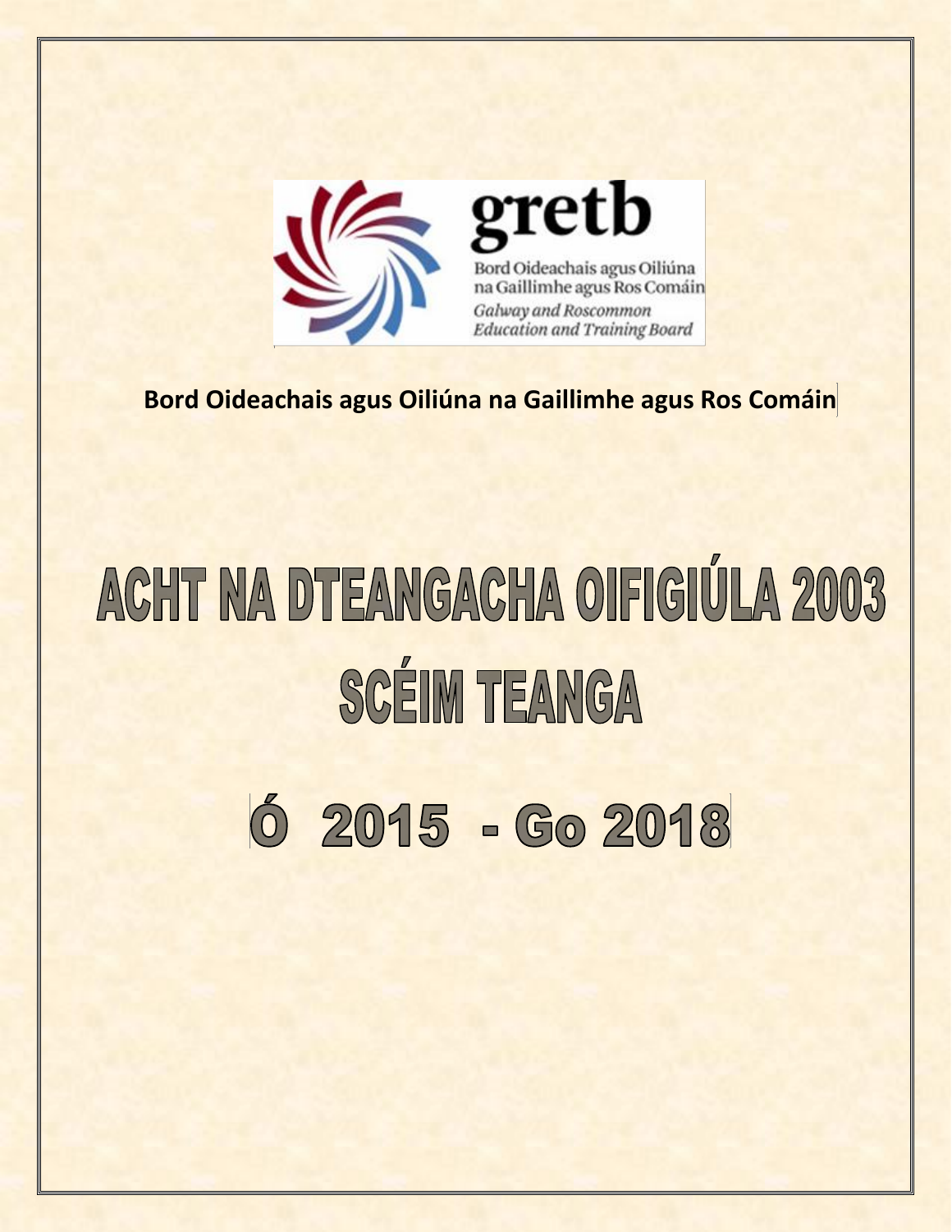gretb

Bord Oideachais agus Oiliúna na Gaillimhe agus Ros Comáin

*Galway and Roscommon Education and Training Board*

**Bord Oideachais agus Oiliúna na Gaillimhe agus Ros Comáin**

# ACHT NA DTEANGACHA OIFIGIÚLA 2003

# SCÉIM TEANGA

# Ó 2015 - Go 2018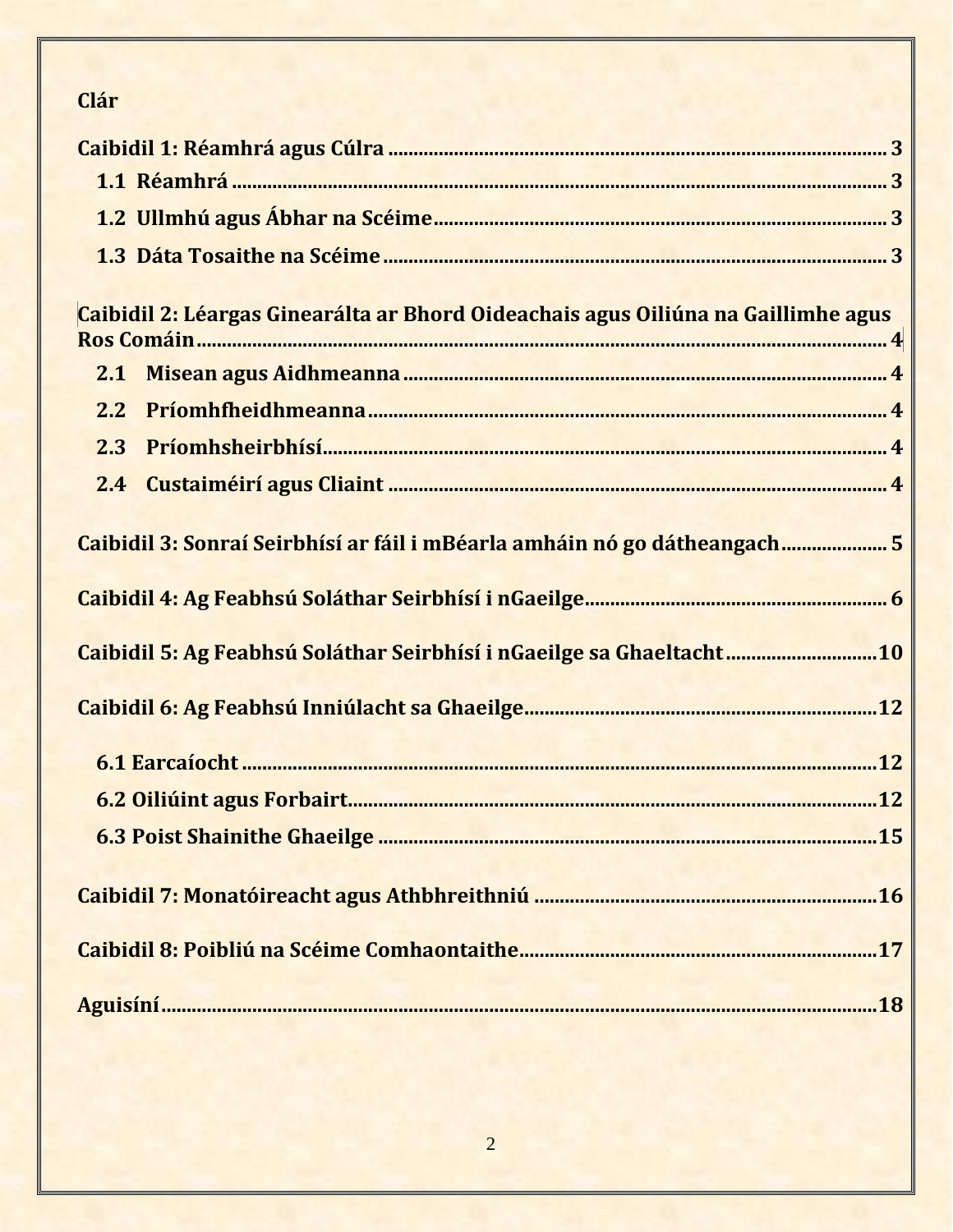**Clár**

**Caibidil 1: Réamhrá agus Cúlra** .......... 3

- **1.1 Réamhrá** .......... 3
- **1.2 Ullmhú agus Ábhar na Scéime** .......... 3
- **1.3 Dáta Tosaithe na Scéime** .......... 3

**Caibidil 2: Léargas Ginearálta ar Bhord Oideachais agus Oiliúna na Gaillimhe agus Ros Comáin** .......... 4

- **2.1 Misean agus Aidhmeanna** .......... 4
- **2.2 Príomhfheidhmeanna** .......... 4
- **2.3 Príomhsheirbhísí** .......... 4
- **2.4 Custaiméirí agus Cliaint** .......... 4

**Caibidil 3: Sonraí Seirbhísí ar fáil i mBéarla amháin nó go dátheangach** .......... 5

**Caibidil 4: Ag Feabhsú Soláthar Seirbhísí i nGaeilge** .......... 6

**Caibidil 5: Ag Feabhsú Soláthar Seirbhísí i nGaeilge sa Ghaeltacht** .......... 10

**Caibidil 6: Ag Feabhsú Inniúlacht sa Ghaeilge** .......... 12

- **6.1 Earcaíocht** .......... 12
- **6.2 Oiliúint agus Forbairt** .......... 12
- **6.3 Poist Shainithe Ghaeilge** .......... 15

**Caibidil 7: Monatóireacht agus Athbhreithniú** .......... 16

**Caibidil 8: Poibliú na Scéime Comhaontaithe** .......... 17

**Aguisíní** .......... 18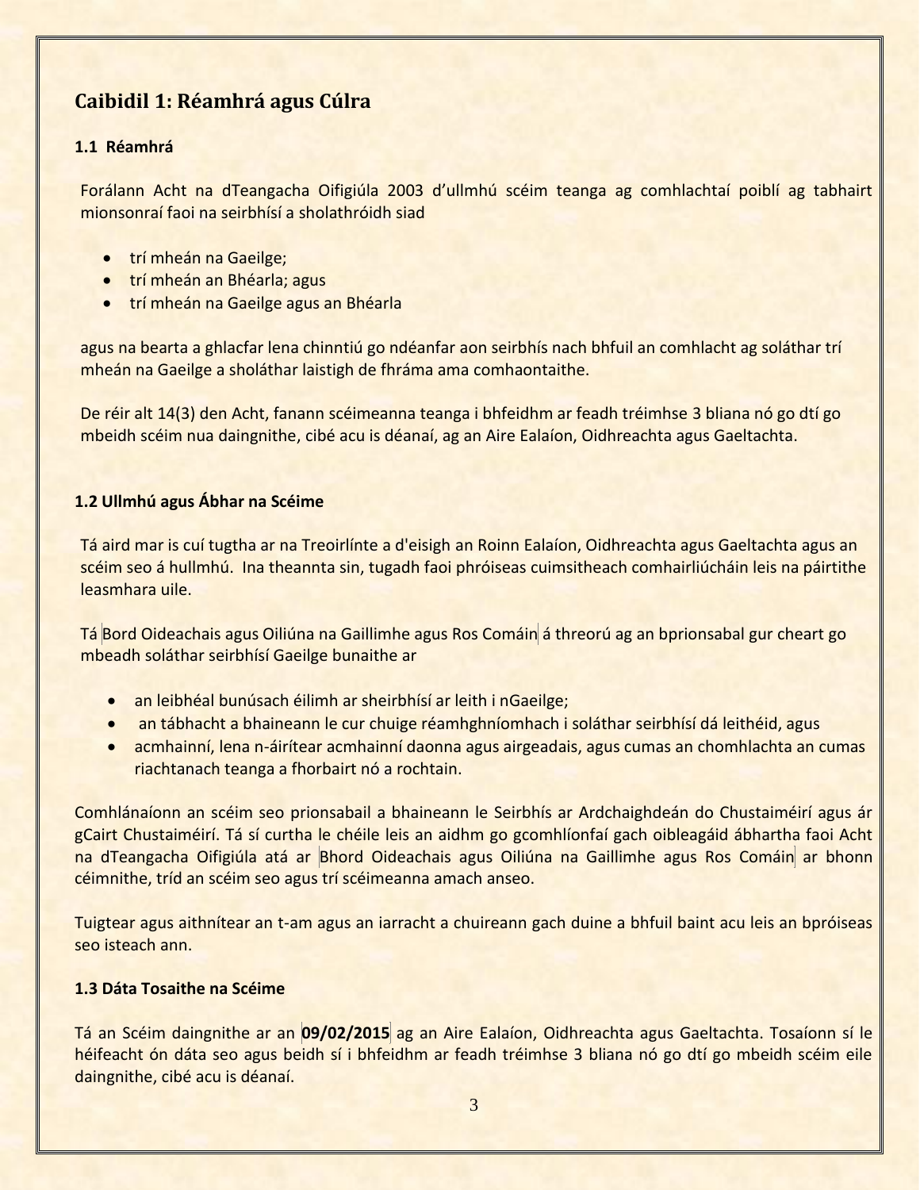## Caibidil 1: Réamhrá agus Cúlra

### 1.1 Réamhrá

Forálann Acht na dTeangacha Oifigiúla 2003 d'ullmhú scéim teanga ag comhlachtaí poiblí ag tabhairt mionsonraí faoi na seirbhísí a sholathróidh siad

- trí mheán na Gaeilge;
- trí mheán an Bhéarla; agus
- trí mheán na Gaeilge agus an Bhéarla

agus na bearta a ghlacfar lena chinntiú go ndéanfar aon seirbhís nach bhfuil an comhlacht ag soláthar trí mheán na Gaeilge a sholáthar laistigh de fhráma ama comhaontaithe.

De réir alt 14(3) den Acht, fanann scéimeanna teanga i bhfeidhm ar feadh tréimhse 3 bliana nó go dtí go mbeidh scéim nua daingnithe, cibé acu is déanaí, ag an Aire Ealaíon, Oidhreachta agus Gaeltachta.

### 1.2 Ullmhú agus Ábhar na Scéime

Tá aird mar is cuí tugtha ar na Treoirlínte a d'eisigh an Roinn Ealaíon, Oidhreachta agus Gaeltachta agus an scéim seo á hullmhú. Ina theannta sin, tugadh faoi phróiseas cuimsitheach comhairliúcháin leis na páirtithe leasmhara uile.

Tá Bord Oideachais agus Oiliúna na Gaillimhe agus Ros Comáin á threorú ag an bprionsabal gur cheart go mbeadh soláthar seirbhísí Gaeilge bunaithe ar

- an leibhéal bunúsach éilimh ar sheirbhísí ar leith i nGaeilge;
- an tábhacht a bhaineann le cur chuige réamhghníomhach i soláthar seirbhísí dá leithéid, agus
- acmhainní, lena n-áirítear acmhainní daonna agus airgeadais, agus cumas an chomhlachta an cumas riachtanach teanga a fhorbairt nó a rochtain.

Comhlánaíonn an scéim seo prionsabail a bhaineann le Seirbhís ar Ardchaighdeán do Chustaiméirí agus ár gCairt Chustaiméirí. Tá sí curtha le chéile leis an aidhm go gcomhlíonfaí gach oibleagáid ábhartha faoi Acht na dTeangacha Oifigiúla atá ar Bhord Oideachais agus Oiliúna na Gaillimhe agus Ros Comáin ar bhonn céimnithe, tríd an scéim seo agus trí scéimeanna amach anseo.

Tuigtear agus aithnítear an t-am agus an iarracht a chuireann gach duine a bhfuil baint acu leis an bpróiseas seo isteach ann.

### 1.3 Dáta Tosaithe na Scéime

Tá an Scéim daingnithe ar an **09/02/2015** ag an Aire Ealaíon, Oidhreachta agus Gaeltachta. Tosaíonn sí le héifeacht ón dáta seo agus beidh sí i bhfeidhm ar feadh tréimhse 3 bliana nó go dtí go mbeidh scéim eile daingnithe, cibé acu is déanaí.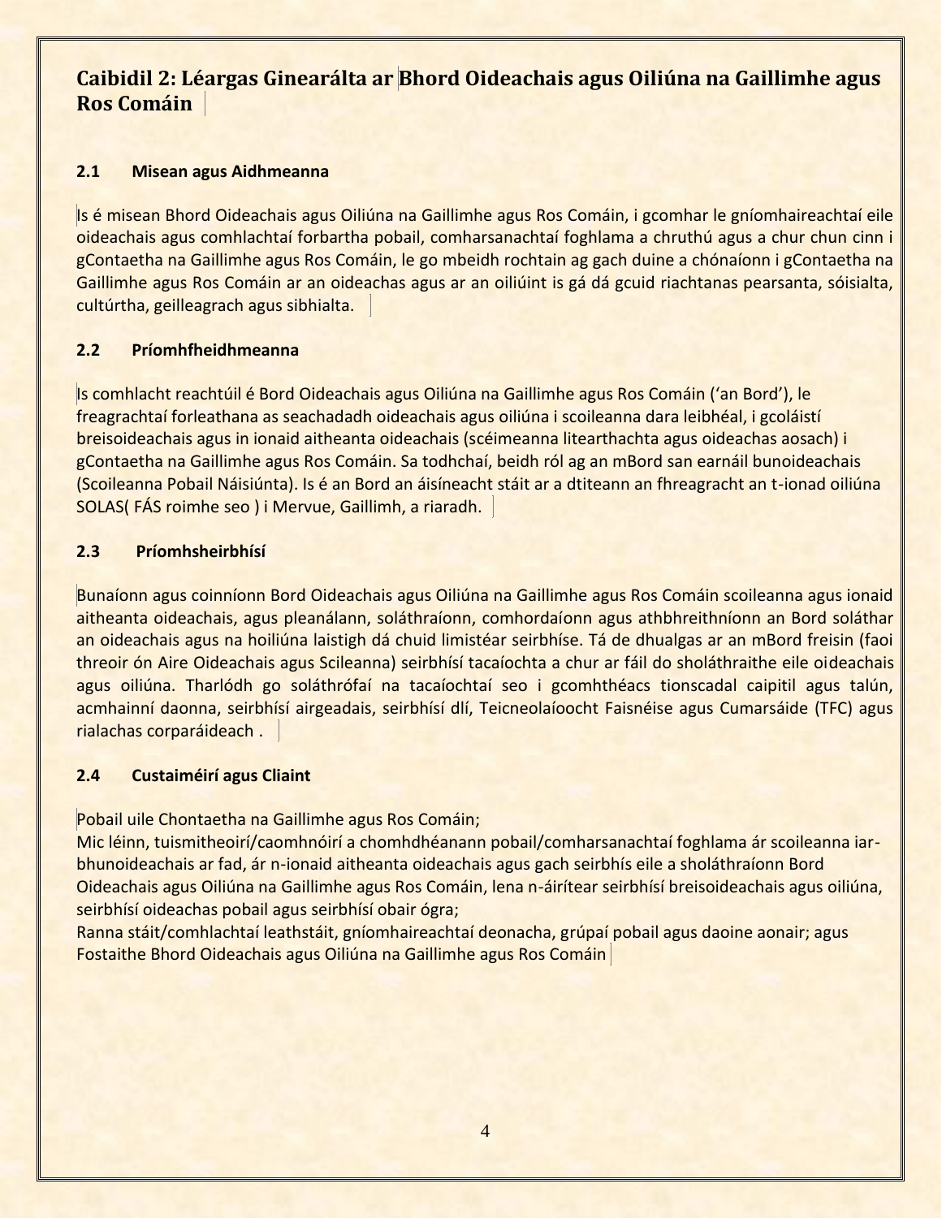## Caibidil 2: Léargas Ginearálta ar Bhord Oideachais agus Oiliúna na Gaillimhe agus Ros Comáin

### 2.1 Misean agus Aidhmeanna

Is é misean Bhord Oideachais agus Oiliúna na Gaillimhe agus Ros Comáin, i gcomhar le gníomhaireachtaí eile oideachais agus comhlachtaí forbartha pobail, comharsanachtaí foghlama a chruthú agus a chur chun cinn i gContaetha na Gaillimhe agus Ros Comáin, le go mbeidh rochtain ag gach duine a chónaíonn i gContaetha na Gaillimhe agus Ros Comáin ar an oideachas agus ar an oiliúint is gá dá gcuid riachtanas pearsanta, sóisialta, cultúrtha, geilleagrach agus sibhialta.

### 2.2 Príomhfheidhmeanna

Is comhlacht reachtúil é Bord Oideachais agus Oiliúna na Gaillimhe agus Ros Comáin ('an Bord'), le freagrachtaí forleathana as seachadadh oideachais agus oiliúna i scoileanna dara leibhéal, i gcoláistí breisoideachais agus in ionaid aitheanta oideachais (scéimeanna litearthachta agus oideachas aosach) i gContaetha na Gaillimhe agus Ros Comáin. Sa todhchaí, beidh ról ag an mBord san earnáil bunoideachais (Scoileanna Pobail Náisiúnta). Is é an Bord an áisíneacht stáit ar a dtiteann an fhreagracht an t-ionad oiliúna SOLAS( FÁS roimhe seo ) i Mervue, Gaillimh, a riaradh.

### 2.3 Príomhsheirbhísí

Bunaíonn agus coinníonn Bord Oideachais agus Oiliúna na Gaillimhe agus Ros Comáin scoileanna agus ionaid aitheanta oideachais, agus pleanálann, soláthraíonn, comhordaíonn agus athbhreithníonn an Bord soláthar an oideachais agus na hoiliúna laistigh dá chuid limistéar seirbhíse. Tá de dhualgas ar an mBord freisin (faoi threoir ón Aire Oideachais agus Scileanna) seirbhísí tacaíochta a chur ar fáil do sholáthraithe eile oideachais agus oiliúna. Tharlódh go soláthrófaí na tacaíochtaí seo i gcomhthéacs tionscadal caipitil agus talún, acmhainní daonna, seirbhísí airgeadais, seirbhísí dlí, Teicneolaíoocht Faisnéise agus Cumarsáide (TFC) agus rialachas corparáideach .

### 2.4 Custaiméirí agus Cliaint

Pobail uile Chontaetha na Gaillimhe agus Ros Comáin;
Mic léinn, tuismitheoirí/caomhnóirí a chomhdhéanann pobail/comharsanachtaí foghlama ár scoileanna iar-bhunoideachais ar fad, ár n-ionaid aitheanta oideachais agus gach seirbhís eile a sholáthraíonn Bord Oideachais agus Oiliúna na Gaillimhe agus Ros Comáin, lena n-áirítear seirbhísí breisoideachais agus oiliúna, seirbhísí oideachas pobail agus seirbhísí obair ógra;
Ranna stáit/comhlachtaí leathstáit, gníomhaireachtaí deonacha, grúpaí pobail agus daoine aonair; agus
Fostaithe Bhord Oideachais agus Oiliúna na Gaillimhe agus Ros Comáin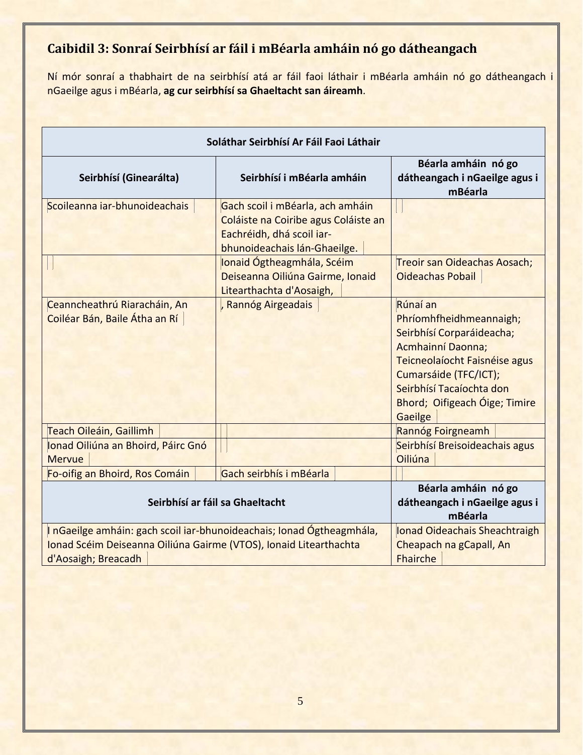## Caibidil 3: Sonraí Seirbhísí ar fáil i mBéarla amháin nó go dátheangach

Ní mór sonraí a thabhairt de na seirbhísí atá ar fáil faoi láthair i mBéarla amháin nó go dátheangach i nGaeilge agus i mBéarla, **ag cur seirbhísí sa Ghaeltacht san áireamh**.

| Soláthar Seirbhísí Ar Fáil Faoi Láthair | | |
|---|---|---|
| **Seirbhísí (Ginearálta)** | **Seirbhísí i mBéarla amháin** | **Béarla amháin nó go dátheangach i nGaeilge agus i mBéarla** |
| Scoileanna iar-bhunoideachais | Gach scoil i mBéarla, ach amháin Coláiste na Coiribe agus Coláiste an Eachréidh, dhá scoil iar-bhunoideachais lán-Ghaeilge. | |
| | Ionaid Ógtheagmhála, Scéim Deiseanna Oiliúna Gairme, Ionaid Litearthachta d'Aosaigh, | Treoir san Oideachas Aosach; Oideachas Pobail |
| Ceanncheathrú Riaracháin, An Coiléar Bán, Baile Átha an Rí | , Rannóg Airgeadais | Rúnaí an Phríomhfheidhmeannaigh; Seirbhísí Corparáideacha; Acmhainní Daonna; Teicneolaíocht Faisnéise agus Cumarsáide (TFC/ICT); Seirbhísí Tacaíochta don Bhord; Oifigeach Óige; Timire Gaeilge |
| Teach Oileáin, Gaillimh | | Rannóg Foirgneamh |
| Ionad Oiliúna an Bhoird, Páirc Gnó Mervue | | Seirbhísí Breisoideachais agus Oiliúna |
| Fo-oifig an Bhoird, Ros Comáin | Gach seirbhís i mBéarla | |
| **Seirbhísí ar fáil sa Ghaeltacht** | | **Béarla amháin nó go dátheangach i nGaeilge agus i mBéarla** |
| I nGaeilge amháin: gach scoil iar-bhunoideachais; Ionad Ógtheagmhála, Ionad Scéim Deiseanna Oiliúna Gairme (VTOS), Ionaid Litearthachta d'Aosaigh; Breacadh | | Ionad Oideachais Sheachtraigh Cheapach na gCapall, An Fhairche |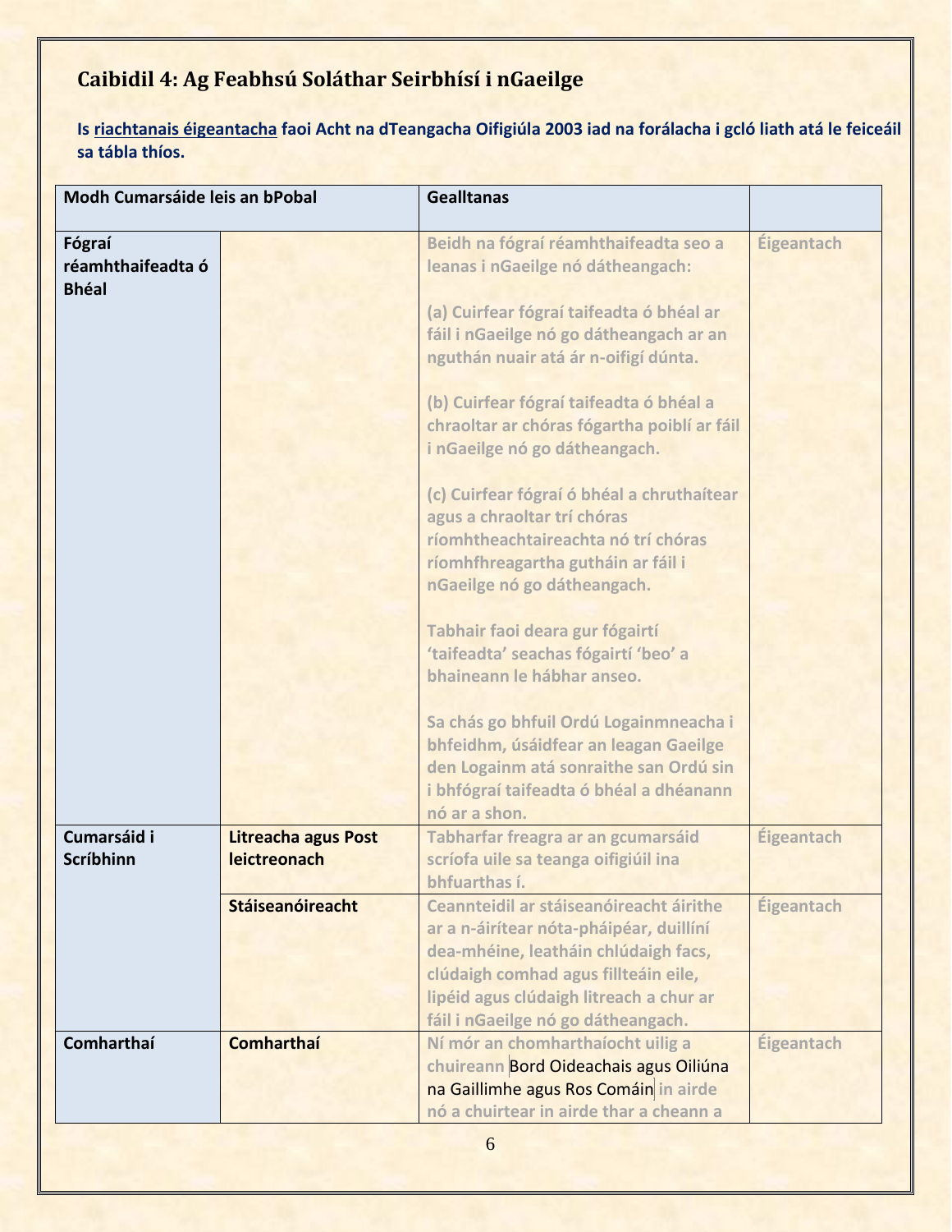## Caibidil 4: Ag Feabhsú Soláthar Seirbhísí i nGaeilge

**Is riachtanais éigeantacha faoi Acht na dTeangacha Oifigiúla 2003 iad na forálacha i gcló liath atá le feiceáil sa tábla thíos.**

| Modh Cumarsáide leis an bPobal | | Gealltanas | |
|---|---|---|---|
| **Fógraí réamhthaifeadta ó Bhéal** | | Beidh na fógraí réamhthaifeadta seo a leanas i nGaeilge nó dátheangach:<br><br>(a) Cuirfear fógraí taifeadta ó bhéal ar fáil i nGaeilge nó go dátheangach ar an nguthán nuair atá ár n-oifigí dúnta.<br><br>(b) Cuirfear fógraí taifeadta ó bhéal a chraoltar ar chóras fógartha poiblí ar fáil i nGaeilge nó go dátheangach.<br><br>(c) Cuirfear fógraí ó bhéal a chruthaítear agus a chraoltar trí chóras ríomhtheachtaireachta nó trí chóras ríomhfhreagartha gutháin ar fáil i nGaeilge nó go dátheangach.<br><br>Tabhair faoi deara gur fógairtí 'taifeadta' seachas fógairtí 'beo' a bhaineann le hábhar anseo.<br><br>Sa chás go bhfuil Ordú Logainmneacha i bhfeidhm, úsáidfear an leagan Gaeilge den Logainm atá sonraithe san Ordú sin i bhfógraí taifeadta ó bhéal a dhéanann nó ar a shon. | Éigeantach |
| **Cumarsáid i Scríbhinn** | **Litreacha agus Post leictreonach** | Tabharfar freagra ar an gcumarsáid scríofa uile sa teanga oifigiúil ina bhfuarthas í. | Éigeantach |
| | **Stáiseanóireacht** | Ceannteidil ar stáiseanóireacht áirithe ar a n-áirítear nóta-pháipéar, duillíní dea-mhéine, leatháin chlúdaigh facs, clúdaigh comhad agus fillteáin eile, lipéid agus clúdaigh litreach a chur ar fáil i nGaeilge nó go dátheangach. | Éigeantach |
| **Comharthaí** | **Comharthaí** | Ní mór an chomharthaíocht uilig a chuireann Bord Oideachais agus Oiliúna na Gaillimhe agus Ros Comáin in airde nó a chuirtear in airde thar a cheann a | Éigeantach |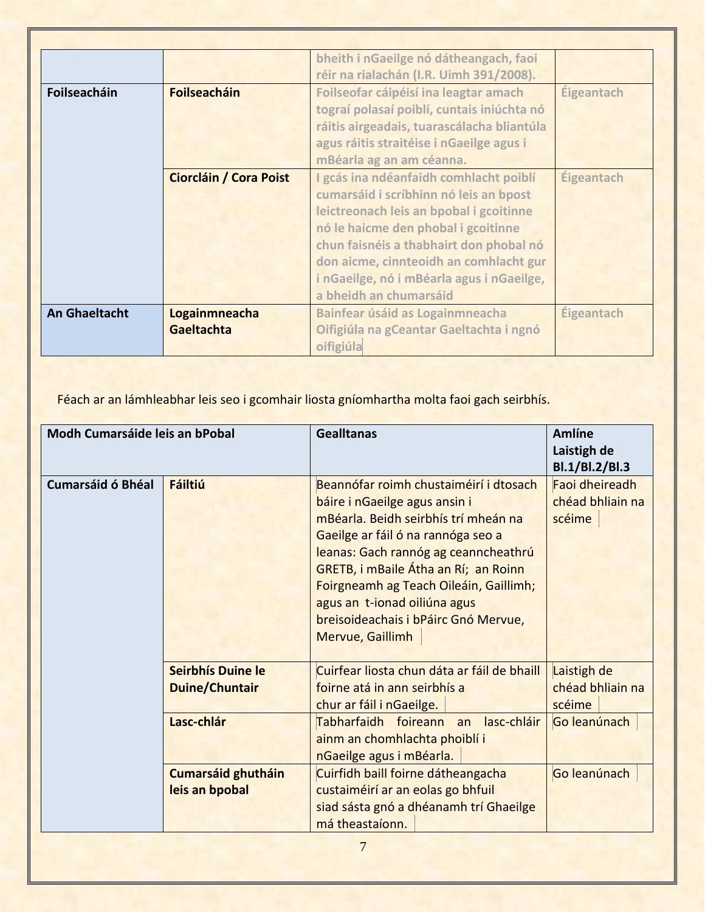| | | bheith i nGaeilge nó dátheangach, faoi réir na rialachán (I.R. Uimh 391/2008). | |
|---|---|---|---|
| **Foilseacháin** | **Foilseacháin** | Foilseofar cáipéisí ina leagtar amach tograí polasaí poiblí, cuntais iniúchta nó ráitis airgeadais, tuarascálacha bliantúla agus ráitis straitéise i nGaeilge agus i mBéarla ag an am céanna. | Éigeantach |
| | **Ciorcláin / Cora Poist** | I gcás ina ndéanfaidh comhlacht poiblí cumarsáid i scríbhinn nó leis an bpost leictreonach leis an bpobal i gcoitinne nó le haicme den phobal i gcoitinne chun faisnéis a thabhairt don phobal nó don aicme, cinnteoidh an comhlacht gur i nGaeilge, nó i mBéarla agus i nGaeilge, a bheidh an chumarsáid | Éigeantach |
| **An Ghaeltacht** | **Logainmneacha Gaeltachta** | Bainfear úsáid as Logainmneacha Oifigiúla na gCeantar Gaeltachta i ngnó oifigiúla | Éigeantach |

Féach ar an lámhleabhar leis seo i gcomhair liosta gníomhartha molta faoi gach seirbhís.

| **Modh Cumarsáide leis an bPobal** | | **Gealltanas** | **Amlíne Laistigh de Bl.1/Bl.2/Bl.3** |
|---|---|---|---|
| **Cumarsáid ó Bhéal** | **Fáiltiú** | Beannófar roimh chustaiméirí i dtosach báire i nGaeilge agus ansin i mBéarla. Beidh seirbhís trí mheán na Gaeilge ar fáil ó na rannóga seo a leanas: Gach rannóg ag ceanncheathrú GRETB, i mBaile Átha an Rí; an Roinn Foirgneamh ag Teach Oileáin, Gaillimh; agus an t-ionad oiliúna agus breisoideachais i bPáirc Gnó Mervue, Mervue, Gaillimh | Faoi dheireadh chéad bhliain na scéime |
| | **Seirbhís Duine le Duine/Chuntair** | Cuirfear liosta chun dáta ar fáil de bhaill foirne atá in ann seirbhís a chur ar fáil i nGaeilge. | Laistigh de chéad bhliain na scéime |
| | **Lasc-chlár** | Tabharfaidh foireann an lasc-chláir ainm an chomhlachta phoiblí i nGaeilge agus i mBéarla. | Go leanúnach |
| | **Cumarsáid ghutháin leis an bpobal** | Cuirfidh baill foirne dátheangacha custaiméirí ar an eolas go bhfuil siad sásta gnó a dhéanamh trí Ghaeilge má theastaíonn. | Go leanúnach |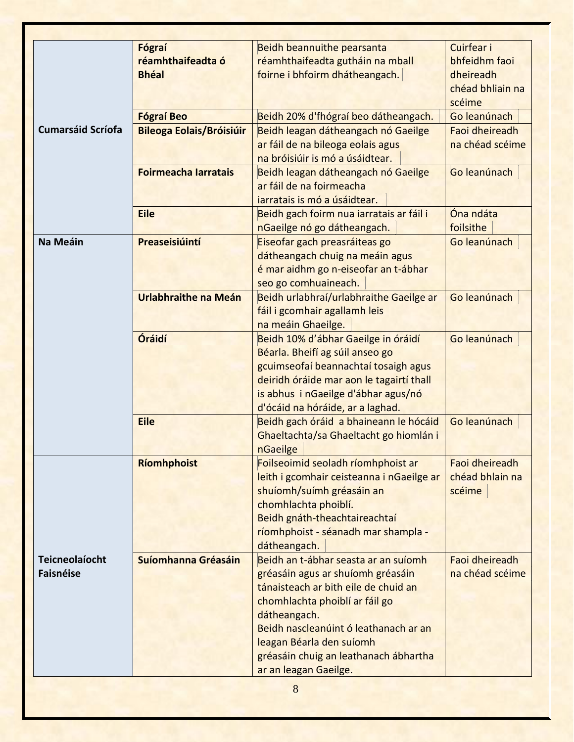| | | | |
|---|---|---|---|
| Cumarsáid Scríofa | **Fógraí réamhthaifeadta ó Bhéal** | Beidh beannuithe pearsanta réamhthaifeadta gutháin na mball foirne i bhfoirm dhátheangach. | Cuirfear i bhfeidhm faoi dheireadh chéad bhliain na scéime |
| | **Fógraí Beo** | Beidh 20% d'fhógraí beo dátheangach. | Go leanúnach |
| | **Bileoga Eolais/Bróisiúir** | Beidh leagan dátheangach nó Gaeilge ar fáil de na bileoga eolais agus na bróisiúir is mó a úsáidtear. | Faoi dheireadh na chéad scéime |
| | **Foirmeacha Iarratais** | Beidh leagan dátheangach nó Gaeilge ar fáil de na foirmeacha iarratais is mó a úsáidtear. | Go leanúnach |
| | **Eile** | Beidh gach foirm nua iarratais ar fáil i nGaeilge nó go dátheangach. | Óna ndáta foilsithe |
| **Na Meáin** | **Preaseisiúintí** | Eiseofar gach preasráiteas go dátheangach chuig na meáin agus é mar aidhm go n-eiseofar an t-ábhar seo go comhuaineach. | Go leanúnach |
| | **Urlabhraithe na Meán** | Beidh urlabhraí/urlabhraithe Gaeilge ar fáil i gcomhair agallamh leis na meáin Ghaeilge. | Go leanúnach |
| | **Óráidí** | Beidh 10% d'ábhar Gaeilge in óráidí Béarla. Bheifí ag súil anseo go gcuimseofaí beannachtaí tosaigh agus deiridh óráide mar aon le tagairtí thall is abhus i nGaeilge d'ábhar agus/nó d'ócáid na hóráide, ar a laghad. | Go leanúnach |
| | **Eile** | Beidh gach óráid a bhaineann le hócáid Ghaeltachta/sa Ghaeltacht go hiomlán i nGaeilge | Go leanúnach |
| **Teicneolaíocht Faisnéise** | **Ríomhphoist** | Foilseoimid seoladh ríomhphoist ar leith i gcomhair ceisteanna i nGaeilge ar shuíomh/suímh gréasáin an chomhlachta phoiblí.<br>Beidh gnáth-theachtaireachtaí ríomhphoist - séanadh mar shampla - dátheangach. | Faoi dheireadh chéad bhlain na scéime |
| | **Suíomhanna Gréasáin** | Beidh an t-ábhar seasta ar an suíomh gréasáin agus ar shuíomh gréasáin tánaisteach ar bith eile de chuid an chomhlachta phoiblí ar fáil go dátheangach.<br>Beidh nascleanúint ó leathanach ar an leagan Béarla den suíomh gréasáin chuig an leathanach ábhartha ar an leagan Gaeilge. | Faoi dheireadh na chéad scéime |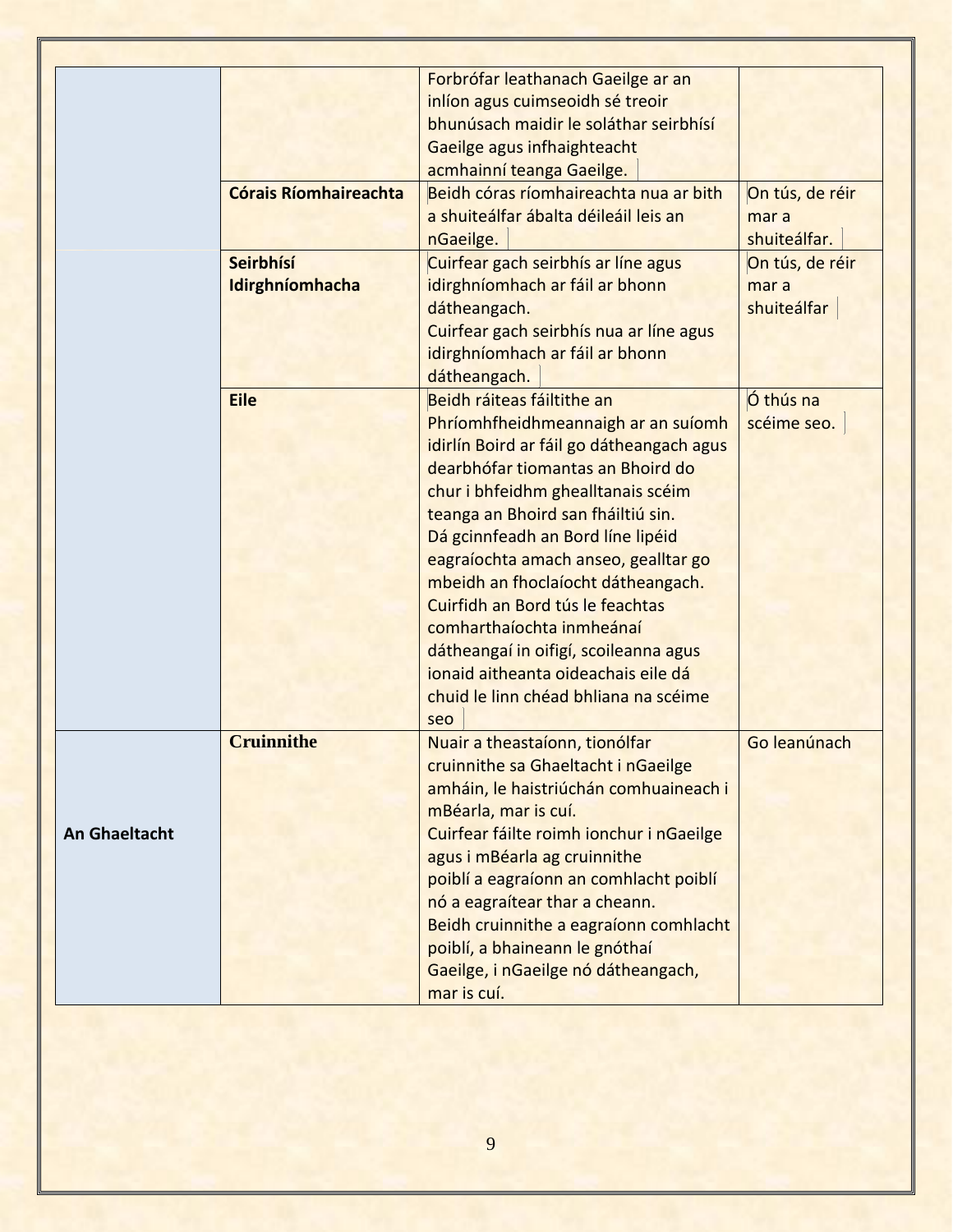| | | | |
|---|---|---|---|
| | | Forbrófar leathanach Gaeilge ar an inlíon agus cuimseoidh sé treoir bhunúsach maidir le soláthar seirbhísí Gaeilge agus infhaighteacht acmhainní teanga Gaeilge. | |
| | **Córais Ríomhaireachta** | Beidh córas ríomhaireachta nua ar bith a shuiteálfar ábalta déileáil leis an nGaeilge. | On tús, de réir mar a shuiteálfar. |
| | **Seirbhísí Idirghníomhacha** | Cuirfear gach seirbhís ar líne agus idirghníomhach ar fáil ar bhonn dátheangach.<br>Cuirfear gach seirbhís nua ar líne agus idirghníomhach ar fáil ar bhonn dátheangach. | On tús, de réir mar a shuiteálfar |
| | **Eile** | Beidh ráiteas fáiltithe an Phríomhfheidhmeannaigh ar an suíomh idirlín Boird ar fáil go dátheangach agus dearbhófar tiomantas an Bhoird do chur i bhfeidhm ghealltanais scéim teanga an Bhoird san fháiltiú sin.<br>Dá gcinnfeadh an Bord líne lipéid eagraíochta amach anseo, gealltar go mbeidh an fhoclaíocht dátheangach.<br>Cuirfidh an Bord tús le feachtas comharthaíochta inmheánaí dátheangaí in oifigí, scoileanna agus ionaid aitheanta oideachais eile dá chuid le linn chéad bhliana na scéime seo | Ó thús na scéime seo. |
| **An Ghaeltacht** | **Cruinnithe** | Nuair a theastaíonn, tionólfar cruinnithe sa Ghaeltacht i nGaeilge amháin, le haistriúchán comhuaineach i mBéarla, mar is cuí.<br>Cuirfear fáilte roimh ionchur i nGaeilge agus i mBéarla ag cruinnithe poiblí a eagraíonn an comhlacht poiblí nó a eagraítear thar a cheann.<br>Beidh cruinnithe a eagraíonn comhlacht poiblí, a bhaineann le gnóthaí Gaeilge, i nGaeilge nó dátheangach, mar is cuí. | Go leanúnach |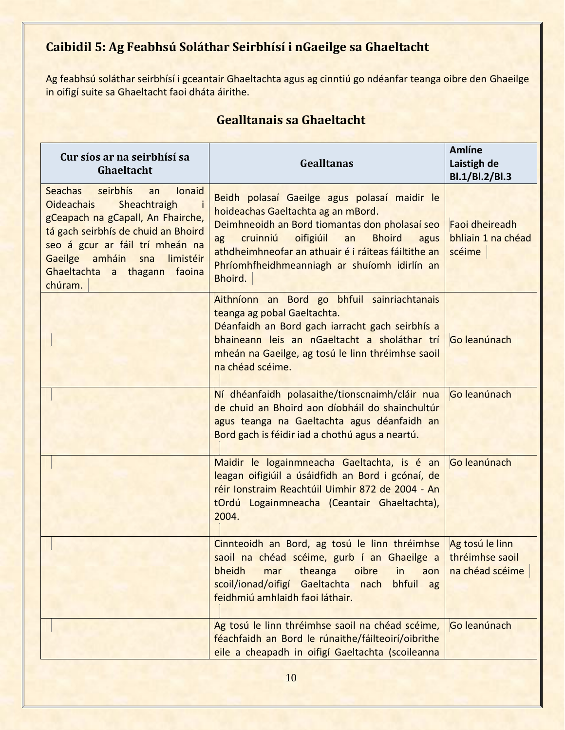## Caibidil 5: Ag Feabhsú Soláthar Seirbhísí i nGaeilge sa Ghaeltacht

Ag feabhsú soláthar seirbhísí i gceantair Ghaeltachta agus ag cinntiú go ndéanfar teanga oibre den Ghaeilge in oifigí suite sa Ghaeltacht faoi dháta áirithe.

### Gealltanais sa Ghaeltacht

| Cur síos ar na seirbhísí sa Ghaeltacht | Gealltanas | Amlíne Laistigh de Bl.1/Bl.2/Bl.3 |
|---|---|---|
| Seachas seirbhís an Ionaid Oideachais Sheachtraigh i gCeapach na gCapall, An Fhairche, tá gach seirbhís de chuid an Bhoird seo á gcur ar fáil trí mheán na Gaeilge amháin sna limistéir Ghaeltachta a thagann faoina chúram. | Beidh polasaí Gaeilge agus polasaí maidir le hoideachas Gaeltachta ag an mBord. Deimhneoidh an Bord tiomantas don pholasaí seo ag cruinniú oifigiúil an Bhoird agus athdheimhneofar an athuair é i ráiteas fáiltithe an Phríomhfheidhmeanniagh ar shuíomh idirlín an Bhoird. | Faoi dheireadh bhliain 1 na chéad scéime |
| | Aithníonn an Bord go bhfuil sainriachtanais teanga ag pobal Gaeltachta. Déanfaidh an Bord gach iarracht gach seirbhís a bhaineann leis an nGaeltacht a sholáthar trí mheán na Gaeilge, ag tosú le linn thréimhse saoil na chéad scéime. | Go leanúnach |
| | Ní dhéanfaidh polasaithe/tionscnaimh/cláir nua de chuid an Bhoird aon díobháil do shainchultúr agus teanga na Gaeltachta agus déanfaidh an Bord gach is féidir iad a chothú agus a neartú. | Go leanúnach |
| | Maidir le logainmneacha Gaeltachta, is é an leagan oifigiúil a úsáidfidh an Bord i gcónaí, de réir Ionstraim Reachtúil Uimhir 872 de 2004 - An tOrdú Logainmneacha (Ceantair Ghaeltachta), 2004. | Go leanúnach |
| | Cinnteoidh an Bord, ag tosú le linn thréimhse saoil na chéad scéime, gurb í an Ghaeilge a bheidh mar theanga oibre in aon scoil/ionad/oifigí Gaeltachta nach bhfuil ag feidhmiú amhlaidh faoi láthair. | Ag tosú le linn thréimhse saoil na chéad scéime |
| | Ag tosú le linn thréimhse saoil na chéad scéime, féachfaidh an Bord le rúnaithe/fáilteoirí/oibrithe eile a cheapadh in oifigí Gaeltachta (scoileanna | Go leanúnach |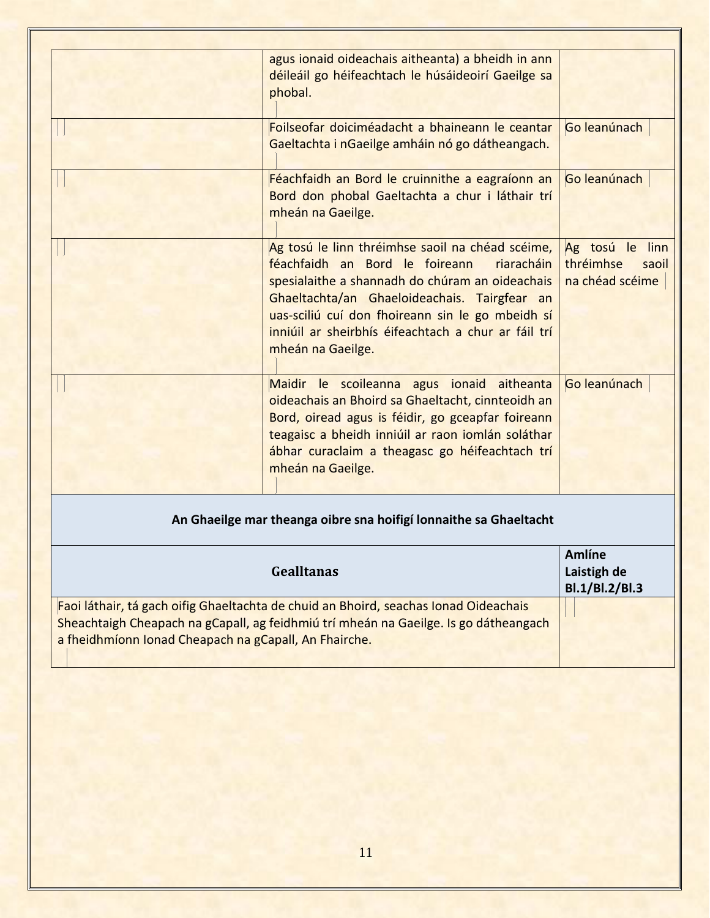| | | |
|---|---|---|
| | agus ionaid oideachais aitheanta) a bheidh in ann déileáil go héifeachtach le húsáideoirí Gaeilge sa phobal. | |
| | Foilseofar doiciméadacht a bhaineann le ceantar Gaeltachta i nGaeilge amháin nó go dátheangach. | Go leanúnach |
| | Féachfaidh an Bord le cruinnithe a eagraíonn an Bord don phobal Gaeltachta a chur i láthair trí mheán na Gaeilge. | Go leanúnach |
| | Ag tosú le linn thréimhse saoil na chéad scéime, féachfaidh an Bord le foireann riaracháin spesialaithe a shannadh do chúram an oideachais Ghaeltachta/an Ghaeloideachais. Tairgfear an uas-sciliú cuí don fhoireann sin le go mbeidh sí inniúil ar sheirbhís éifeachtach a chur ar fáil trí mheán na Gaeilge. | Ag tosú le linn thréimhse saoil na chéad scéime |
| | Maidir le scoileanna agus ionaid aitheanta oideachais an Bhoird sa Ghaeltacht, cinnteoidh an Bord, oiread agus is féidir, go gceapfar foireann teagaisc a bheidh inniúil ar raon iomlán soláthar ábhar curaclaim a theagasc go héifeachtach trí mheán na Gaeilge. | Go leanúnach |

**An Ghaeilge mar theanga oibre sna hoifigí lonnaithe sa Ghaeltacht**

| Gealltanas | Amlíne Laistigh de Bl.1/Bl.2/Bl.3 |
|---|---|
| Faoi láthair, tá gach oifig Ghaeltachta de chuid an Bhoird, seachas Ionad Oideachais Sheachtaigh Cheapach na gCapall, ag feidhmiú trí mheán na Gaeilge. Is go dátheangach a fheidhmíonn Ionad Cheapach na gCapall, An Fhairche. | |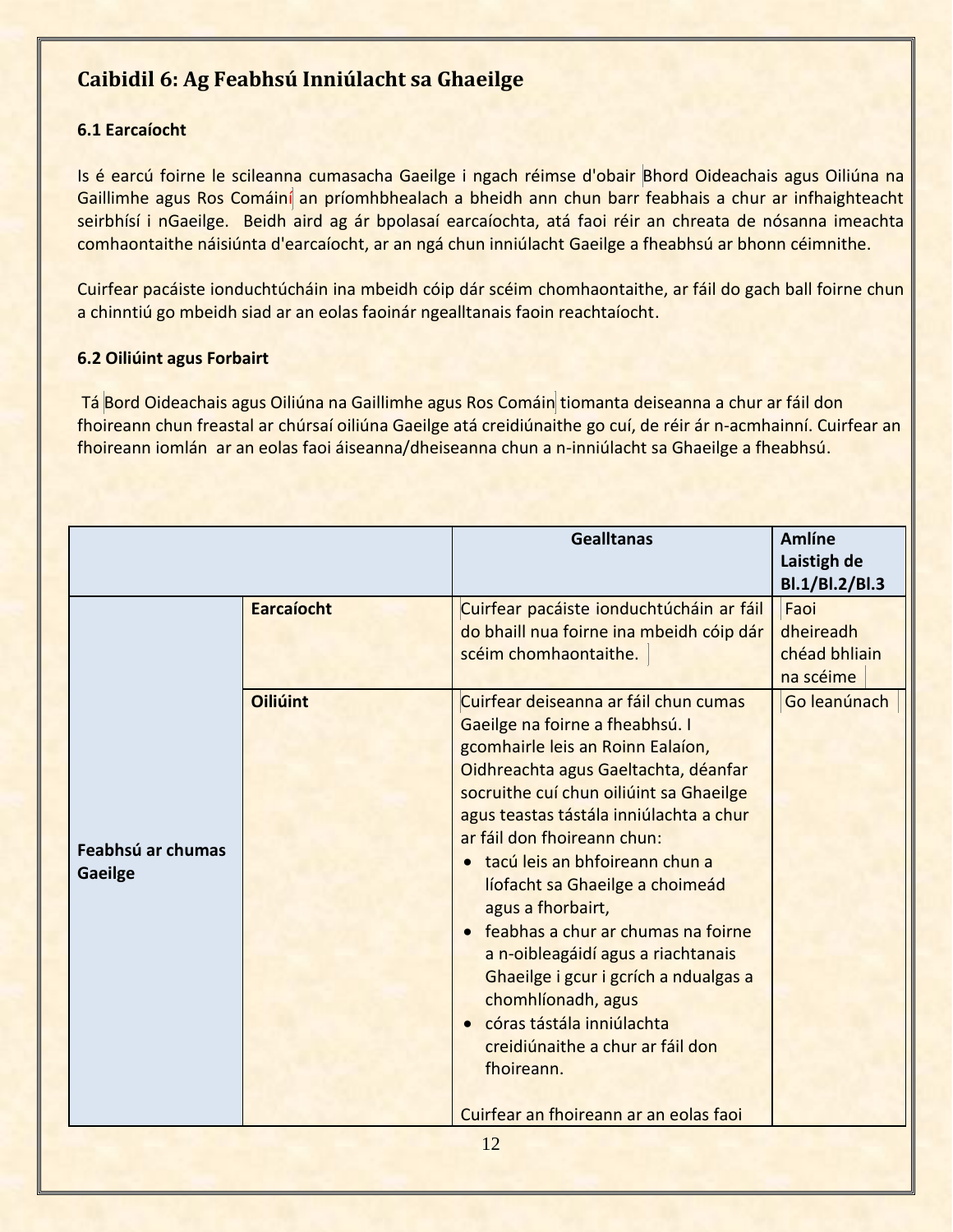## Caibidil 6: Ag Feabhsú Inniúlacht sa Ghaeilge

### 6.1 Earcaíocht

Is é earcú foirne le scileanna cumasacha Gaeilge i ngach réimse d'obair Bhord Oideachais agus Oiliúna na Gaillimhe agus Ros Comáini an príomhbhealach a bheidh ann chun barr feabhais a chur ar infhaighteacht seirbhísí i nGaeilge. Beidh aird ag ár bpolasaí earcaíochta, atá faoi réir an chreata de nósanna imeachta comhaontaithe náisiúnta d'earcaíocht, ar an ngá chun inniúlacht Gaeilge a fheabhsú ar bhonn céimnithe.

Cuirfear pacáiste ionduchtúcháin ina mbeidh cóip dár scéim chomhaontaithe, ar fáil do gach ball foirne chun a chinntiú go mbeidh siad ar an eolas faoinár ngealltanais faoin reachtaíocht.

### 6.2 Oiliúint agus Forbairt

Tá Bord Oideachais agus Oiliúna na Gaillimhe agus Ros Comáin tiomanta deiseanna a chur ar fáil don fhoireann chun freastal ar chúrsaí oiliúna Gaeilge atá creidiúnaithe go cuí, de réir ár n-acmhainní. Cuirfear an fhoireann iomlán ar an eolas faoi áiseanna/dheiseanna chun a n-inniúlacht sa Ghaeilge a fheabhsú.

| | | Gealltanas | Amlíne Laistigh de Bl.1/Bl.2/Bl.3 |
|---|---|---|---|
| Feabhsú ar chumas Gaeilge | **Earcaíocht** | Cuirfear pacáiste ionduchtúcháin ar fáil do bhaill nua foirne ina mbeidh cóip dár scéim chomhaontaithe. | Faoi dheireadh chéad bhliain na scéime |
| | **Oiliúint** | Cuirfear deiseanna ar fáil chun cumas Gaeilge na foirne a fheabhsú. I gcomhairle leis an Roinn Ealaíon, Oidhreachta agus Gaeltachta, déanfar socruithe cuí chun oiliúint sa Ghaeilge agus teastas tástála inniúlachta a chur ar fáil don fhoireann chun:<br>• tacú leis an bhfoireann chun a líofacht sa Ghaeilge a choimeád agus a fhorbairt,<br>• feabhas a chur ar chumas na foirne a n-oibleagáidí agus a riachtanais Ghaeilge i gcur i gcrích a ndualgas a chomhlíonadh, agus<br>• córas tástála inniúlachta creidiúnaithe a chur ar fáil don fhoireann.<br><br>Cuirfear an fhoireann ar an eolas faoi | Go leanúnach |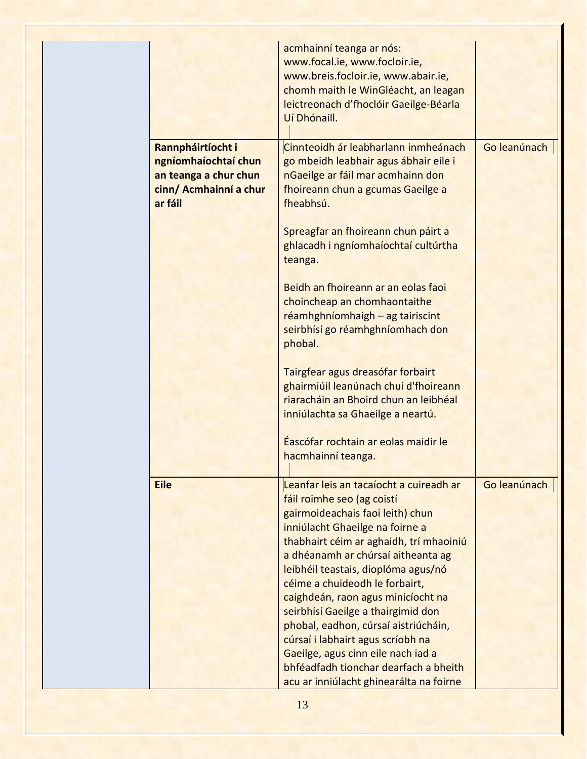| | | | |
|---|---|---|---|
| | | acmhainní teanga ar nós: www.focal.ie, www.focloir.ie, www.breis.focloir.ie, www.abair.ie, chomh maith le WinGléacht, an leagan leictreonach d'fhoclóir Gaeilge-Béarla Uí Dhónaill. | |
| | **Rannpháirtíocht i ngníomhaíochtaí chun an teanga a chur chun cinn/ Acmhainní a chur ar fáil** | Cinnteoidh ár leabharlann inmheánach go mbeidh leabhair agus ábhair eile i nGaeilge ar fáil mar acmhainn don fhoireann chun a gcumas Gaeilge a fheabhsú.<br><br>Spreagfar an fhoireann chun páirt a ghlacadh i ngníomhaíochtaí cultúrtha teanga.<br><br>Beidh an fhoireann ar an eolas faoi choincheap an chomhaontaithe réamhghníomhaigh – ag tairiscint seirbhísí go réamhghníomhach don phobal.<br><br>Tairgfear agus dreasófar forbairt ghairmiúil leanúnach chuí d'fhoireann riaracháin an Bhoird chun an leibhéal inniúlachta sa Ghaeilge a neartú.<br><br>Éascófar rochtain ar eolas maidir le hacmhainní teanga. | Go leanúnach |
| | **Eile** | Leanfar leis an tacaíocht a cuireadh ar fáil roimhe seo (ag coistí gairmoideachais faoi leith) chun inniúlacht Ghaeilge na foirne a thabhairt céim ar aghaidh, trí mhaoiniú a dhéanamh ar chúrsaí aitheanta ag leibhéil teastais, dioplóma agus/nó céime a chuideodh le forbairt, caighdeán, raon agus minicíocht na seirbhísí Gaeilge a thairgimid don phobal, eadhon, cúrsaí aistriúcháin, cúrsaí i labhairt agus scríobh na Gaeilge, agus cinn eile nach iad a bhféadfadh tionchar dearfach a bheith acu ar inniúlacht ghinearálta na foirne | Go leanúnach |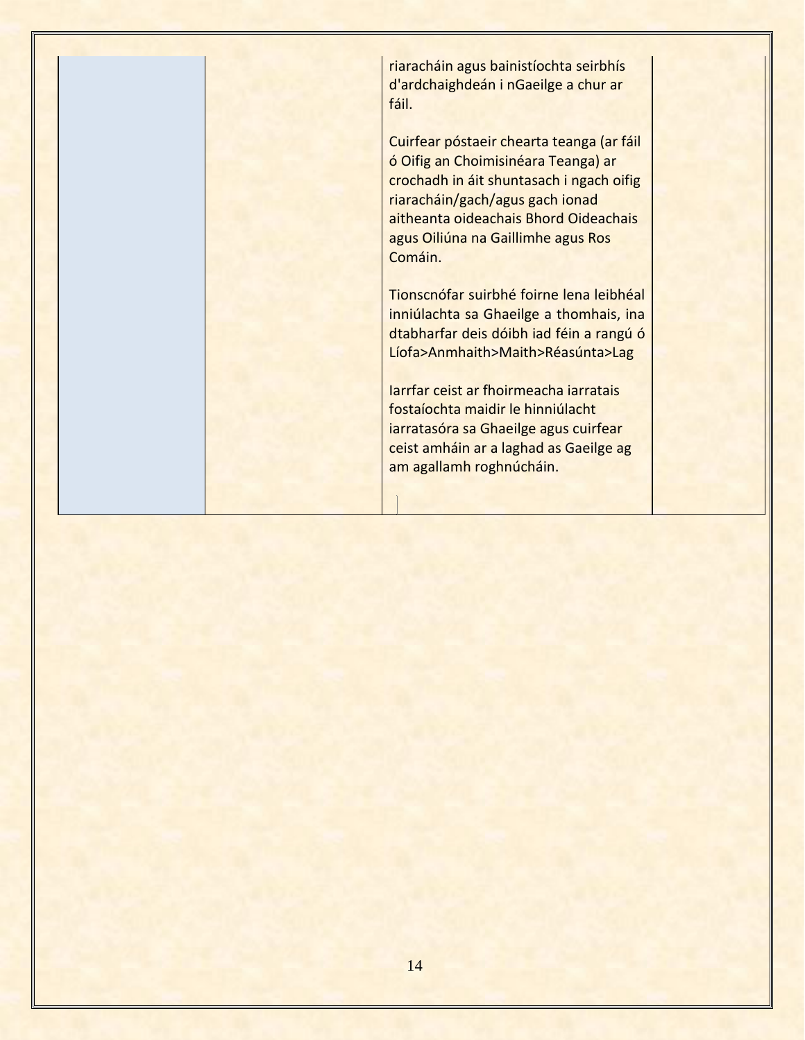| | | riaracháin agus bainistíochta seirbhís d'ardchaighdeán i nGaeilge a chur ar fáil.<br><br>Cuirfear póstaeir chearta teanga (ar fáil ó Oifig an Choimisinéara Teanga) ar crochadh in áit shuntasach i ngach oifig riaracháin/gach/agus gach ionad aitheanta oideachais Bhord Oideachais agus Oiliúna na Gaillimhe agus Ros Comáin.<br><br>Tionscnófar suirbhé foirne lena leibhéal inniúlachta sa Ghaeilge a thomhais, ina dtabharfar deis dóibh iad féin a rangú ó Líofa>Anmhaith>Maith>Réasúnta>Lag<br><br>Iarrfar ceist ar fhoirmeacha iarratais fostaíochta maidir le hinniúlacht iarratasóra sa Ghaeilge agus cuirfear ceist amháin ar a laghad as Gaeilge ag am agallamh roghnúcháin. | |
|---|---|---|---|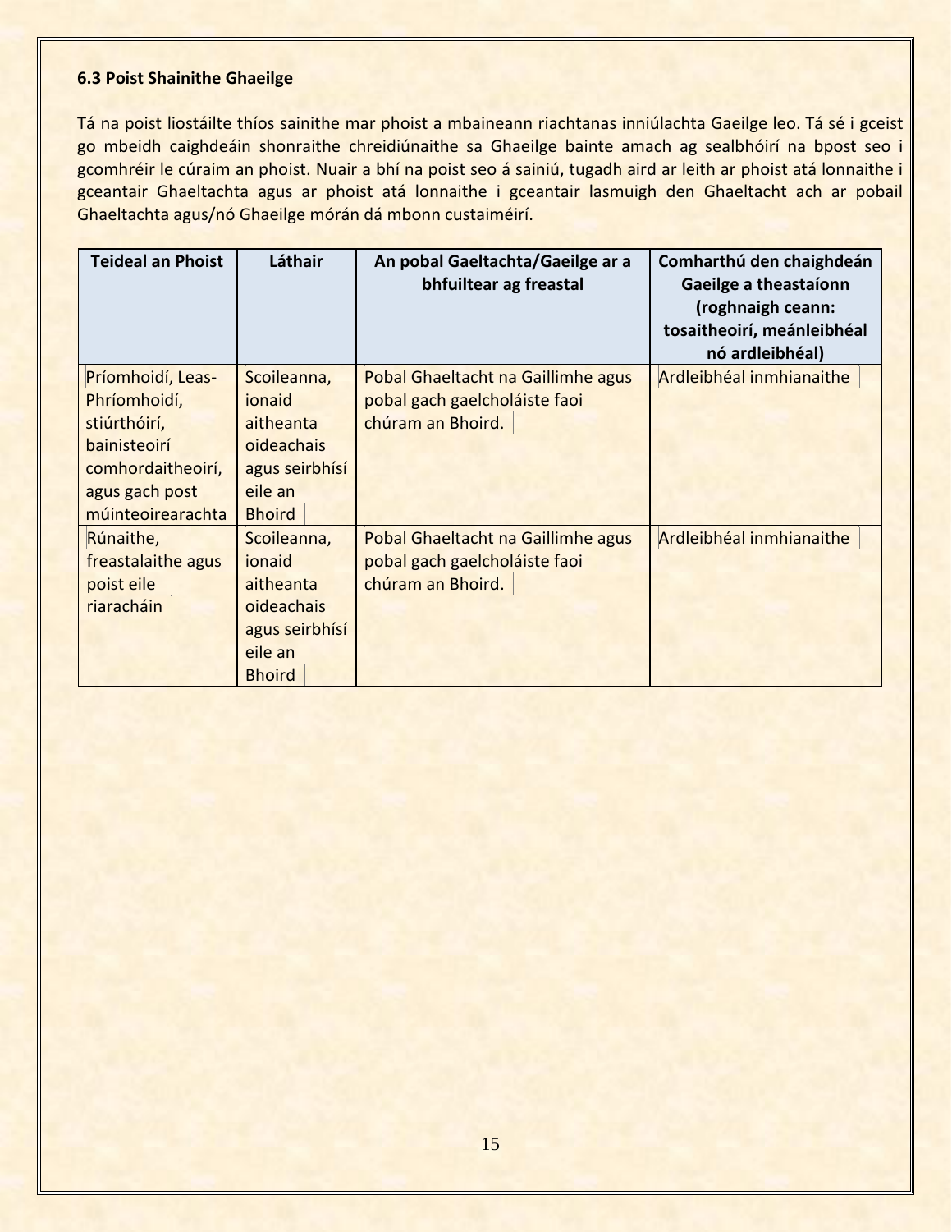**6.3 Poist Shainithe Ghaeilge**

Tá na poist liostáilte thíos sainithe mar phoist a mbaineann riachtanas inniúlachta Gaeilge leo. Tá sé i gceist go mbeidh caighdeáin shonraithe chreidiúnaithe sa Ghaeilge bainte amach ag sealbhóirí na bpost seo i gcomhréir le cúraim an phoist. Nuair a bhí na poist seo á sainiú, tugadh aird ar leith ar phoist atá lonnaithe i gceantair Ghaeltachta agus ar phoist atá lonnaithe i gceantair lasmuigh den Ghaeltacht ach ar pobail Ghaeltachta agus/nó Ghaeilge mórán dá mbonn custaiméirí.

| Teideal an Phoist | Láthair | An pobal Gaeltachta/Gaeilge ar a bhfuiltear ag freastal | Comharthú den chaighdeán Gaeilge a theastaíonn (roghnaigh ceann: tosaitheoirí, meánleibhéal nó ardleibhéal) |
|---|---|---|---|
| Príomhoidí, Leas-Phríomhoidí, stiúrthóirí, bainisteoirí comhordaitheoirí, agus gach post múinteoirearachta | Scoileanna, ionaid aitheanta oideachais agus seirbhísí eile an Bhoird | Pobal Ghaeltacht na Gaillimhe agus pobal gach gaelcholáiste faoi chúram an Bhoird. | Ardleibhéal inmhianaithe |
| Rúnaithe, freastalaithe agus poist eile riaracháin | Scoileanna, ionaid aitheanta oideachais agus seirbhísí eile an Bhoird | Pobal Ghaeltacht na Gaillimhe agus pobal gach gaelcholáiste faoi chúram an Bhoird. | Ardleibhéal inmhianaithe |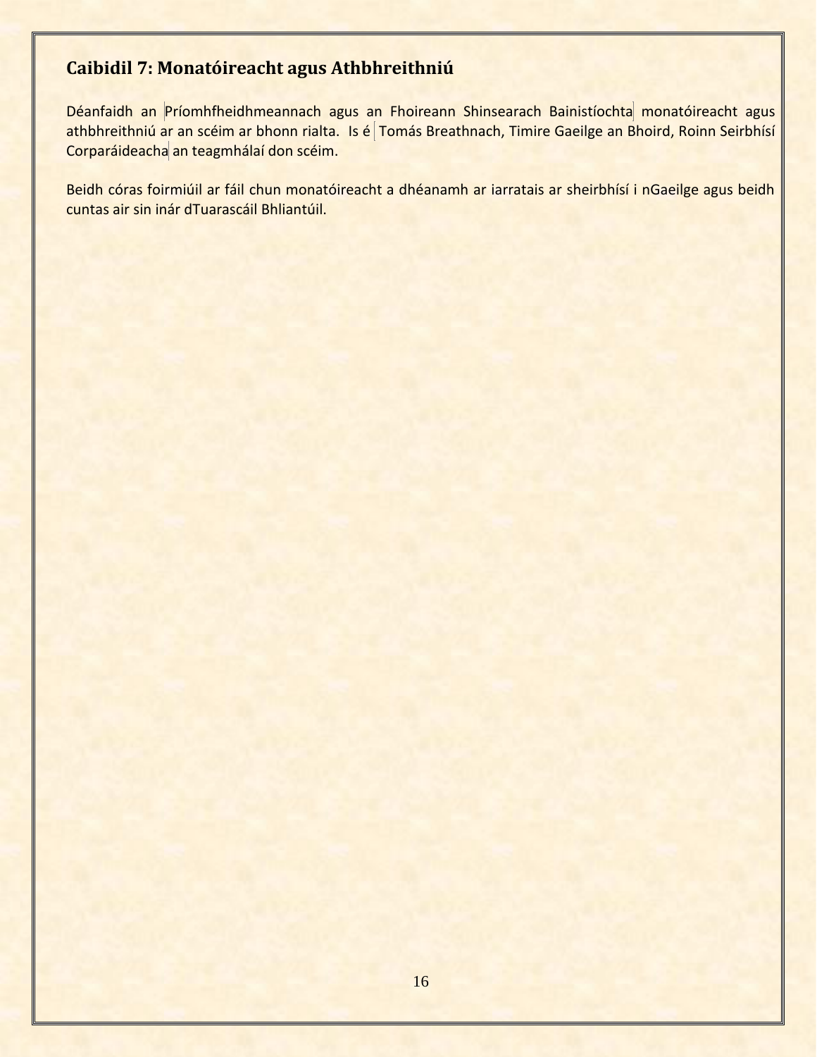## Caibidil 7: Monatóireacht agus Athbhreithniú

Déanfaidh an Príomhfheidhmeannach agus an Fhoireann Shinsearach Bainistíochta monatóireacht agus athbhreithniú ar an scéim ar bhonn rialta. Is é Tomás Breathnach, Timire Gaeilge an Bhoird, Roinn Seirbhísí Corparáideacha an teagmhálaí don scéim.

Beidh córas foirmiúil ar fáil chun monatóireacht a dhéanamh ar iarratais ar sheirbhísí i nGaeilge agus beidh cuntas air sin inár dTuarascáil Bhliantúil.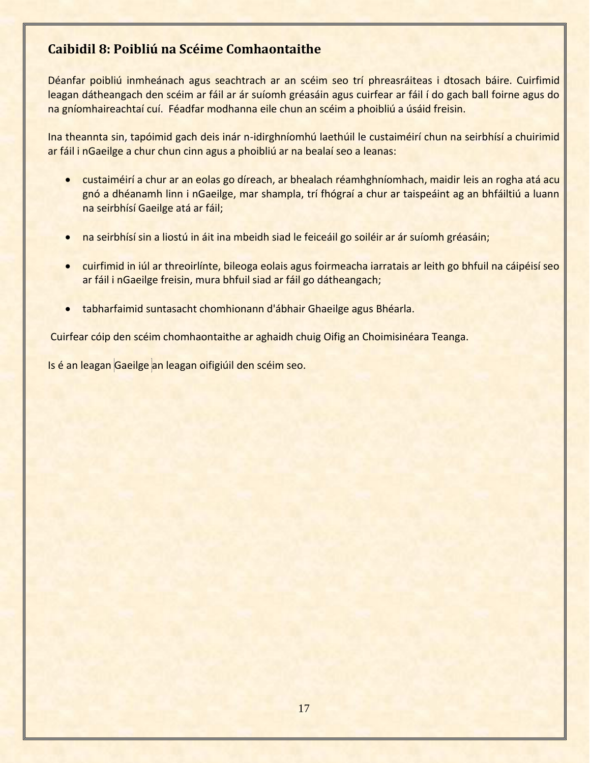## Caibidil 8: Poibliú na Scéime Comhaontaithe

Déanfar poibliú inmheánach agus seachtrach ar an scéim seo trí phreasráiteas i dtosach báire. Cuirfimid leagan dátheangach den scéim ar fáil ar ár suíomh gréasáin agus cuirfear ar fáil í do gach ball foirne agus do na gníomhaireachtaí cuí. Féadfar modhanna eile chun an scéim a phoibliú a úsáid freisin.

Ina theannta sin, tapóimid gach deis inár n-idirghníomhú laethúil le custaiméirí chun na seirbhísí a chuirimid ar fáil i nGaeilge a chur chun cinn agus a phoibliú ar na bealaí seo a leanas:

- custaiméirí a chur ar an eolas go díreach, ar bhealach réamhghníomhach, maidir leis an rogha atá acu gnó a dhéanamh linn i nGaeilge, mar shampla, trí fhógraí a chur ar taispeáint ag an bhfáiltiú a luann na seirbhísí Gaeilge atá ar fáil;

- na seirbhísí sin a liostú in áit ina mbeidh siad le feiceáil go soiléir ar ár suíomh gréasáin;

- cuirfimid in iúl ar threoirlínte, bileoga eolais agus foirmeacha iarratais ar leith go bhfuil na cáipéisí seo ar fáil i nGaeilge freisin, mura bhfuil siad ar fáil go dátheangach;

- tabharfaimid suntasacht chomhionann d'ábhair Ghaeilge agus Bhéarla.

Cuirfear cóip den scéim chomhaontaithe ar aghaidh chuig Oifig an Choimisinéara Teanga.

Is é an leagan Gaeilge an leagan oifigiúil den scéim seo.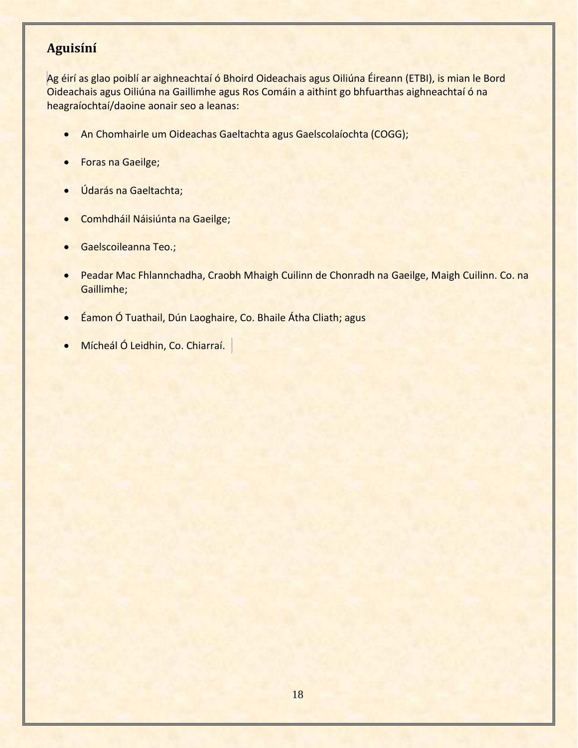## Aguisíní

Ag éirí as glao poiblí ar aighneachtaí ó Bhoird Oideachais agus Oiliúna Éireann (ETBI), is mian le Bord Oideachais agus Oiliúna na Gaillimhe agus Ros Comáin a aithint go bhfuarthas aighneachtaí ó na heagraíochtaí/daoine aonair seo a leanas:

- An Chomhairle um Oideachas Gaeltachta agus Gaelscolaíochta (COGG);
- Foras na Gaeilge;
- Údarás na Gaeltachta;
- Comhdháil Náisiúnta na Gaeilge;
- Gaelscoileanna Teo.;
- Peadar Mac Fhlannchadha, Craobh Mhaigh Cuilinn de Chonradh na Gaeilge, Maigh Cuilinn. Co. na Gaillimhe;
- Éamon Ó Tuathail, Dún Laoghaire, Co. Bhaile Átha Cliath; agus
- Mícheál Ó Leidhin, Co. Chiarraí.